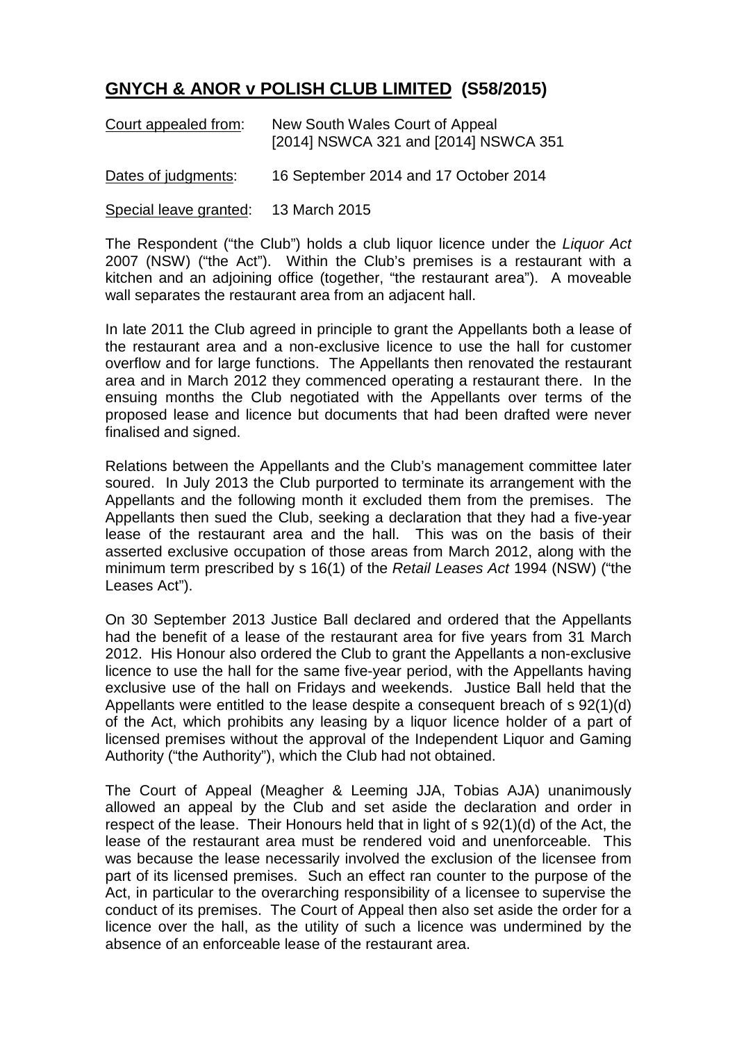## **GNYCH & ANOR v POLISH CLUB LIMITED (S58/2015)**

Court appealed from: New South Wales Court of Appeal [2014] NSWCA 321 and [2014] NSWCA 351

Dates of judgments: 16 September 2014 and 17 October 2014

Special leave granted: 13 March 2015

The Respondent ("the Club") holds a club liquor licence under the *Liquor Act* 2007 (NSW) ("the Act"). Within the Club's premises is a restaurant with a kitchen and an adjoining office (together, "the restaurant area"). A moveable wall separates the restaurant area from an adjacent hall.

In late 2011 the Club agreed in principle to grant the Appellants both a lease of the restaurant area and a non-exclusive licence to use the hall for customer overflow and for large functions. The Appellants then renovated the restaurant area and in March 2012 they commenced operating a restaurant there. In the ensuing months the Club negotiated with the Appellants over terms of the proposed lease and licence but documents that had been drafted were never finalised and signed.

Relations between the Appellants and the Club's management committee later soured. In July 2013 the Club purported to terminate its arrangement with the Appellants and the following month it excluded them from the premises. The Appellants then sued the Club, seeking a declaration that they had a five-year lease of the restaurant area and the hall. This was on the basis of their asserted exclusive occupation of those areas from March 2012, along with the minimum term prescribed by s 16(1) of the *Retail Leases Act* 1994 (NSW) ("the Leases Act").

On 30 September 2013 Justice Ball declared and ordered that the Appellants had the benefit of a lease of the restaurant area for five years from 31 March 2012. His Honour also ordered the Club to grant the Appellants a non-exclusive licence to use the hall for the same five-year period, with the Appellants having exclusive use of the hall on Fridays and weekends. Justice Ball held that the Appellants were entitled to the lease despite a consequent breach of s 92(1)(d) of the Act, which prohibits any leasing by a liquor licence holder of a part of licensed premises without the approval of the Independent Liquor and Gaming Authority ("the Authority"), which the Club had not obtained.

The Court of Appeal (Meagher & Leeming JJA, Tobias AJA) unanimously allowed an appeal by the Club and set aside the declaration and order in respect of the lease. Their Honours held that in light of s 92(1)(d) of the Act, the lease of the restaurant area must be rendered void and unenforceable. This was because the lease necessarily involved the exclusion of the licensee from part of its licensed premises. Such an effect ran counter to the purpose of the Act, in particular to the overarching responsibility of a licensee to supervise the conduct of its premises. The Court of Appeal then also set aside the order for a licence over the hall, as the utility of such a licence was undermined by the absence of an enforceable lease of the restaurant area.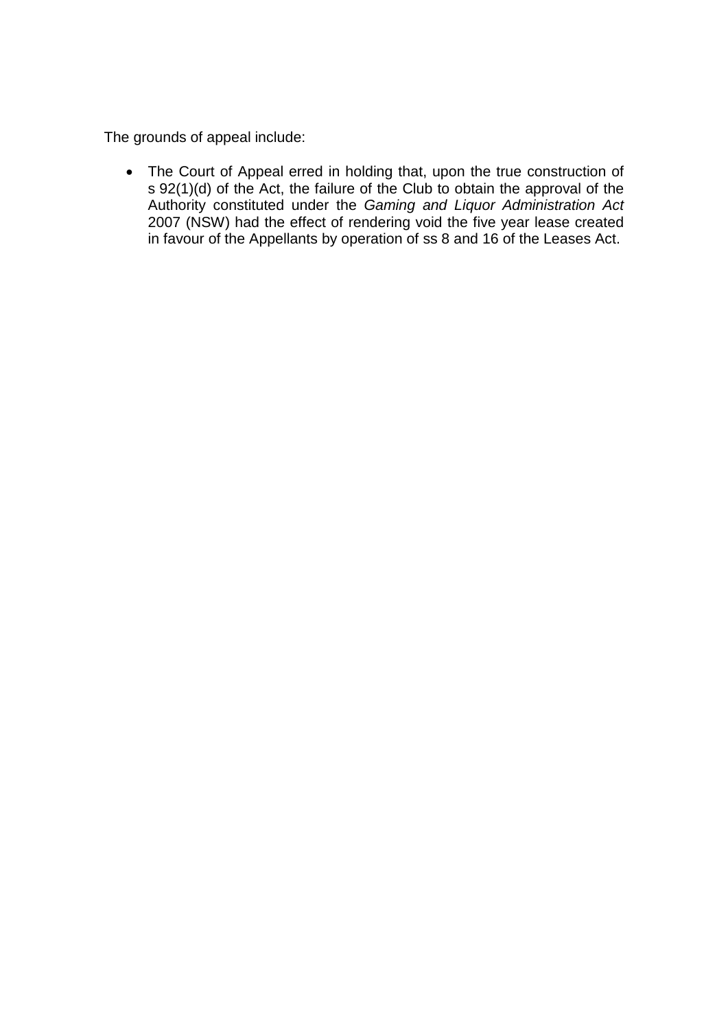The grounds of appeal include:

- The Court of Appeal erred in holding that, upon the true construction of s 92(1)(d) of the Act, the failure of the Club to obtain the approval of the Authority constituted under the *Gaming and Liquor Administration Act* 2007 (NSW) had the effect of rendering void the five year lease created in favour of the Appellants by operation of ss 8 and 16 of the Leases Act.